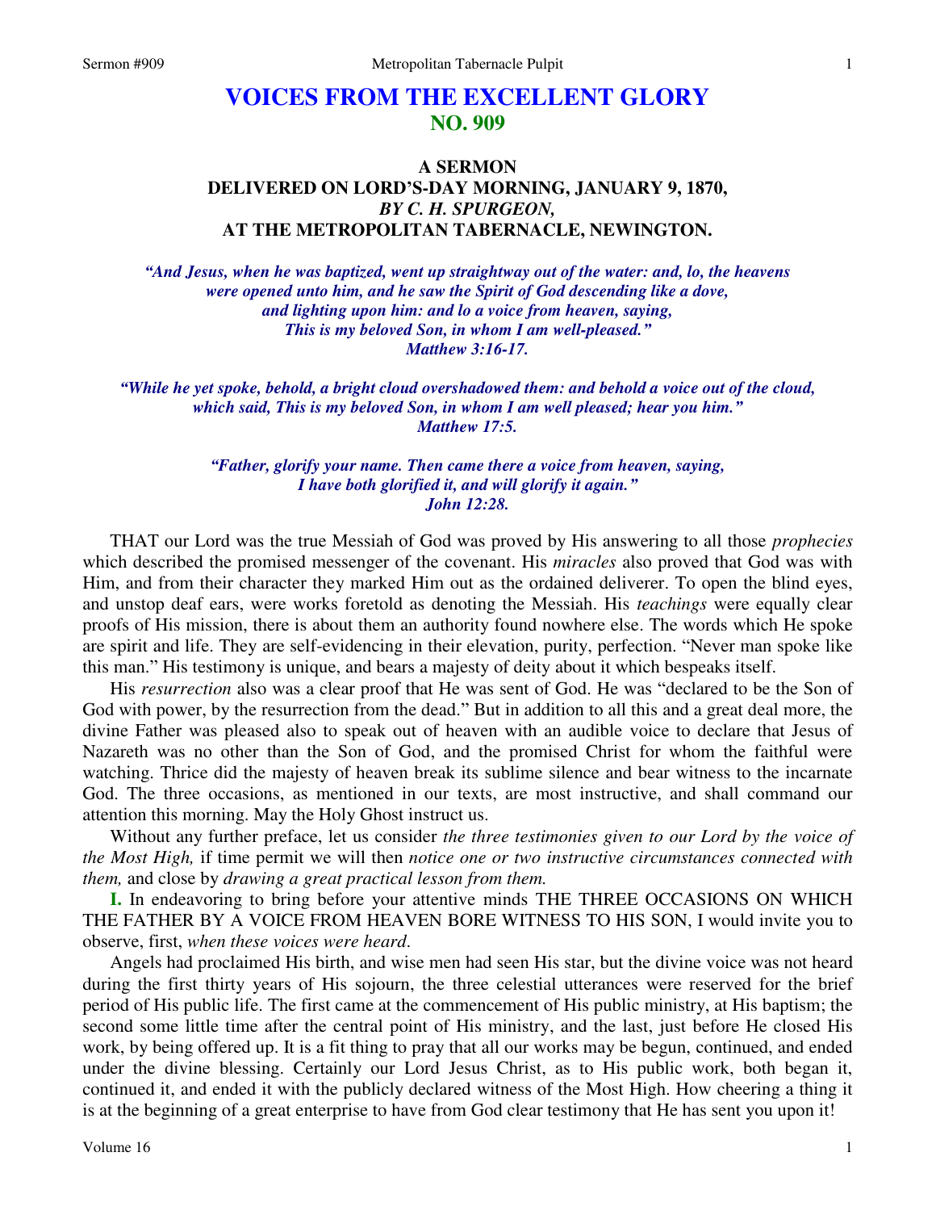# VOICES FROM THE EXCELLENT GLORY
## NO. 909

### A SERMON
### DELIVERED ON LORD'S-DAY MORNING, JANUARY 9, 1870,
### *BY C. H. SPURGEON,*
### AT THE METROPOLITAN TABERNACLE, NEWINGTON.

***"And Jesus, when he was baptized, went up straightway out of the water: and, lo, the heavens were opened unto him, and he saw the Spirit of God descending like a dove, and lighting upon him: and lo a voice from heaven, saying, This is my beloved Son, in whom I am well-pleased." Matthew 3:16-17.***

***"While he yet spoke, behold, a bright cloud overshadowed them: and behold a voice out of the cloud, which said, This is my beloved Son, in whom I am well pleased; hear you him." Matthew 17:5.***

***"Father, glorify your name. Then came there a voice from heaven, saying, I have both glorified it, and will glorify it again." John 12:28.***

THAT our Lord was the true Messiah of God was proved by His answering to all those *prophecies* which described the promised messenger of the covenant. His *miracles* also proved that God was with Him, and from their character they marked Him out as the ordained deliverer. To open the blind eyes, and unstop deaf ears, were works foretold as denoting the Messiah. His *teachings* were equally clear proofs of His mission, there is about them an authority found nowhere else. The words which He spoke are spirit and life. They are self-evidencing in their elevation, purity, perfection. "Never man spoke like this man." His testimony is unique, and bears a majesty of deity about it which bespeaks itself.

His *resurrection* also was a clear proof that He was sent of God. He was "declared to be the Son of God with power, by the resurrection from the dead." But in addition to all this and a great deal more, the divine Father was pleased also to speak out of heaven with an audible voice to declare that Jesus of Nazareth was no other than the Son of God, and the promised Christ for whom the faithful were watching. Thrice did the majesty of heaven break its sublime silence and bear witness to the incarnate God. The three occasions, as mentioned in our texts, are most instructive, and shall command our attention this morning. May the Holy Ghost instruct us.

Without any further preface, let us consider *the three testimonies given to our Lord by the voice of the Most High,* if time permit we will then *notice one or two instructive circumstances connected with them,* and close by *drawing a great practical lesson from them.*

**I.** In endeavoring to bring before your attentive minds THE THREE OCCASIONS ON WHICH THE FATHER BY A VOICE FROM HEAVEN BORE WITNESS TO HIS SON, I would invite you to observe, first, *when these voices were heard*.

Angels had proclaimed His birth, and wise men had seen His star, but the divine voice was not heard during the first thirty years of His sojourn, the three celestial utterances were reserved for the brief period of His public life. The first came at the commencement of His public ministry, at His baptism; the second some little time after the central point of His ministry, and the last, just before He closed His work, by being offered up. It is a fit thing to pray that all our works may be begun, continued, and ended under the divine blessing. Certainly our Lord Jesus Christ, as to His public work, both began it, continued it, and ended it with the publicly declared witness of the Most High. How cheering a thing it is at the beginning of a great enterprise to have from God clear testimony that He has sent you upon it!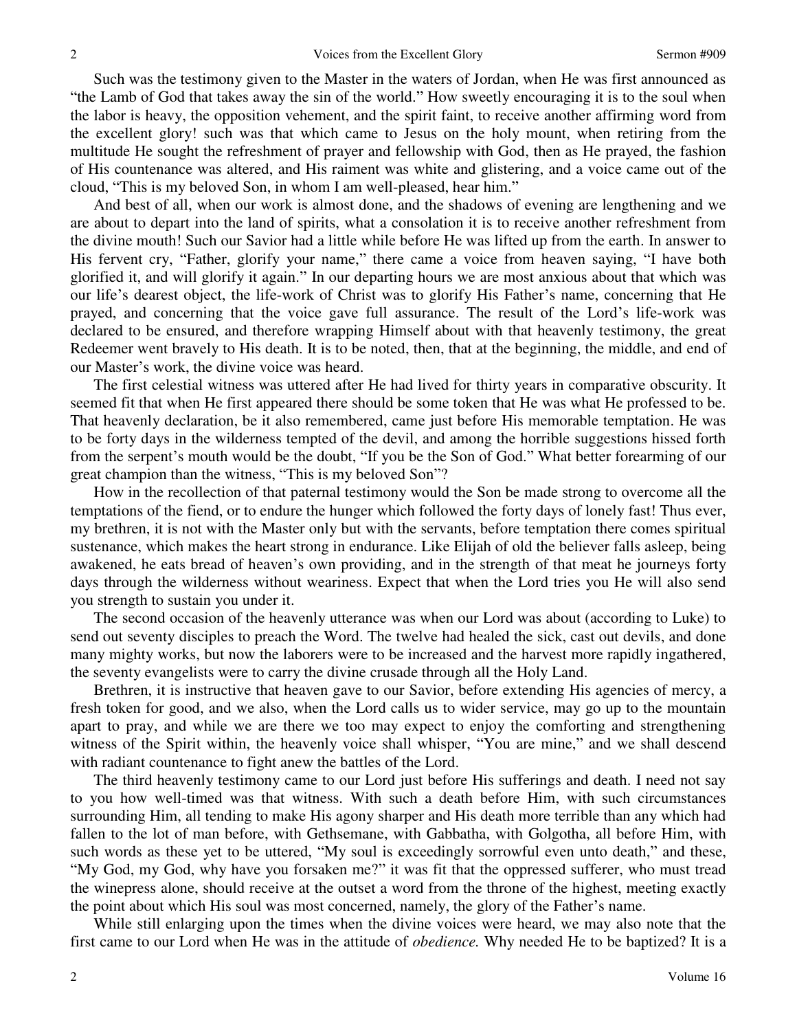Such was the testimony given to the Master in the waters of Jordan, when He was first announced as "the Lamb of God that takes away the sin of the world." How sweetly encouraging it is to the soul when the labor is heavy, the opposition vehement, and the spirit faint, to receive another affirming word from the excellent glory! such was that which came to Jesus on the holy mount, when retiring from the multitude He sought the refreshment of prayer and fellowship with God, then as He prayed, the fashion of His countenance was altered, and His raiment was white and glistering, and a voice came out of the cloud, "This is my beloved Son, in whom I am well-pleased, hear him."

And best of all, when our work is almost done, and the shadows of evening are lengthening and we are about to depart into the land of spirits, what a consolation it is to receive another refreshment from the divine mouth! Such our Savior had a little while before He was lifted up from the earth. In answer to His fervent cry, "Father, glorify your name," there came a voice from heaven saying, "I have both glorified it, and will glorify it again." In our departing hours we are most anxious about that which was our life's dearest object, the life-work of Christ was to glorify His Father's name, concerning that He prayed, and concerning that the voice gave full assurance. The result of the Lord's life-work was declared to be ensured, and therefore wrapping Himself about with that heavenly testimony, the great Redeemer went bravely to His death. It is to be noted, then, that at the beginning, the middle, and end of our Master's work, the divine voice was heard.

The first celestial witness was uttered after He had lived for thirty years in comparative obscurity. It seemed fit that when He first appeared there should be some token that He was what He professed to be. That heavenly declaration, be it also remembered, came just before His memorable temptation. He was to be forty days in the wilderness tempted of the devil, and among the horrible suggestions hissed forth from the serpent's mouth would be the doubt, "If you be the Son of God." What better forearming of our great champion than the witness, "This is my beloved Son"?

How in the recollection of that paternal testimony would the Son be made strong to overcome all the temptations of the fiend, or to endure the hunger which followed the forty days of lonely fast! Thus ever, my brethren, it is not with the Master only but with the servants, before temptation there comes spiritual sustenance, which makes the heart strong in endurance. Like Elijah of old the believer falls asleep, being awakened, he eats bread of heaven's own providing, and in the strength of that meat he journeys forty days through the wilderness without weariness. Expect that when the Lord tries you He will also send you strength to sustain you under it.

The second occasion of the heavenly utterance was when our Lord was about (according to Luke) to send out seventy disciples to preach the Word. The twelve had healed the sick, cast out devils, and done many mighty works, but now the laborers were to be increased and the harvest more rapidly ingathered, the seventy evangelists were to carry the divine crusade through all the Holy Land.

Brethren, it is instructive that heaven gave to our Savior, before extending His agencies of mercy, a fresh token for good, and we also, when the Lord calls us to wider service, may go up to the mountain apart to pray, and while we are there we too may expect to enjoy the comforting and strengthening witness of the Spirit within, the heavenly voice shall whisper, "You are mine," and we shall descend with radiant countenance to fight anew the battles of the Lord.

The third heavenly testimony came to our Lord just before His sufferings and death. I need not say to you how well-timed was that witness. With such a death before Him, with such circumstances surrounding Him, all tending to make His agony sharper and His death more terrible than any which had fallen to the lot of man before, with Gethsemane, with Gabbatha, with Golgotha, all before Him, with such words as these yet to be uttered, "My soul is exceedingly sorrowful even unto death," and these, "My God, my God, why have you forsaken me?" it was fit that the oppressed sufferer, who must tread the winepress alone, should receive at the outset a word from the throne of the highest, meeting exactly the point about which His soul was most concerned, namely, the glory of the Father's name.

While still enlarging upon the times when the divine voices were heard, we may also note that the first came to our Lord when He was in the attitude of *obedience.* Why needed He to be baptized? It is a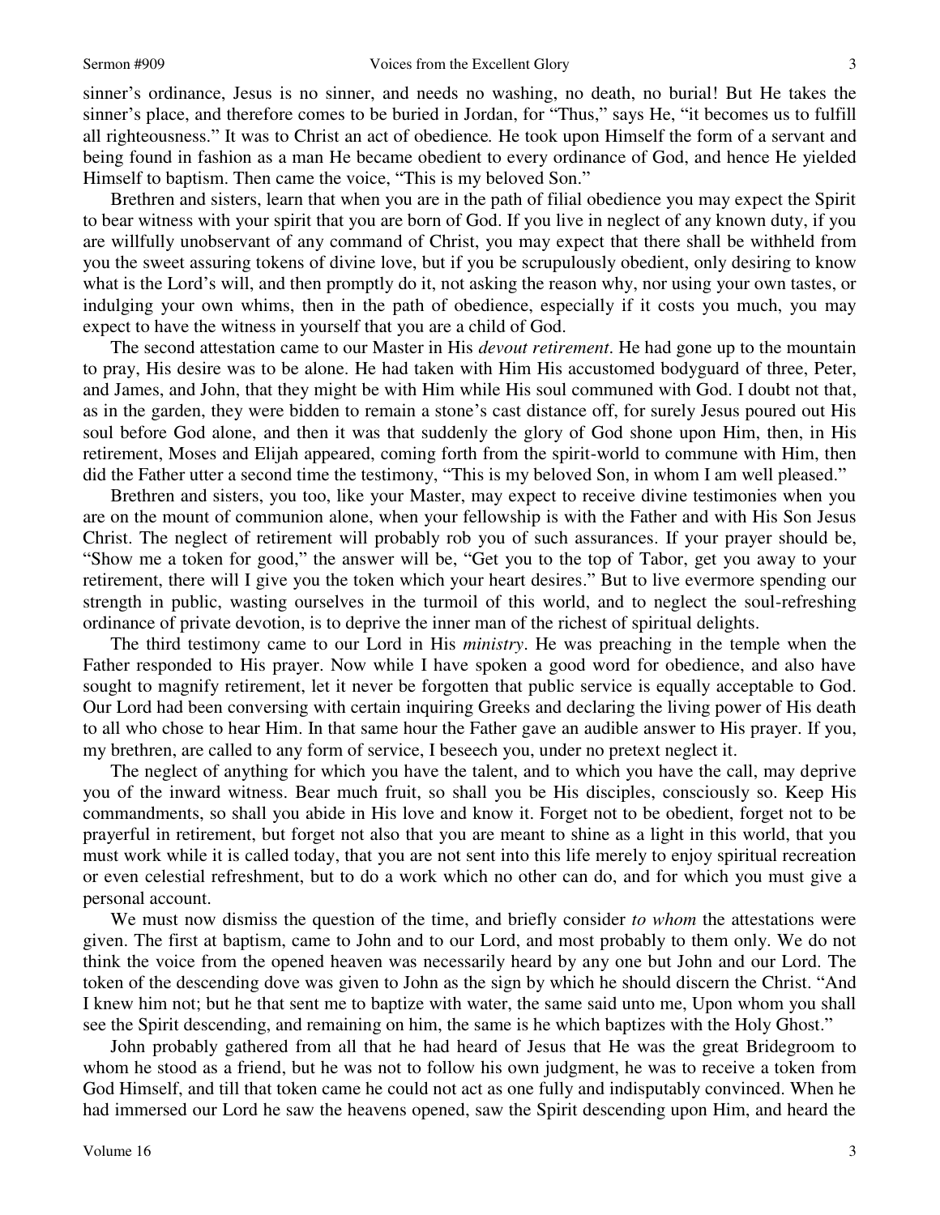sinner's ordinance, Jesus is no sinner, and needs no washing, no death, no burial! But He takes the sinner's place, and therefore comes to be buried in Jordan, for "Thus," says He, "it becomes us to fulfill all righteousness." It was to Christ an act of obedience. He took upon Himself the form of a servant and being found in fashion as a man He became obedient to every ordinance of God, and hence He yielded Himself to baptism. Then came the voice, "This is my beloved Son."

Brethren and sisters, learn that when you are in the path of filial obedience you may expect the Spirit to bear witness with your spirit that you are born of God. If you live in neglect of any known duty, if you are willfully unobservant of any command of Christ, you may expect that there shall be withheld from you the sweet assuring tokens of divine love, but if you be scrupulously obedient, only desiring to know what is the Lord's will, and then promptly do it, not asking the reason why, nor using your own tastes, or indulging your own whims, then in the path of obedience, especially if it costs you much, you may expect to have the witness in yourself that you are a child of God.

The second attestation came to our Master in His *devout retirement*. He had gone up to the mountain to pray, His desire was to be alone. He had taken with Him His accustomed bodyguard of three, Peter, and James, and John, that they might be with Him while His soul communed with God. I doubt not that, as in the garden, they were bidden to remain a stone's cast distance off, for surely Jesus poured out His soul before God alone, and then it was that suddenly the glory of God shone upon Him, then, in His retirement, Moses and Elijah appeared, coming forth from the spirit-world to commune with Him, then did the Father utter a second time the testimony, "This is my beloved Son, in whom I am well pleased."

Brethren and sisters, you too, like your Master, may expect to receive divine testimonies when you are on the mount of communion alone, when your fellowship is with the Father and with His Son Jesus Christ. The neglect of retirement will probably rob you of such assurances. If your prayer should be, "Show me a token for good," the answer will be, "Get you to the top of Tabor, get you away to your retirement, there will I give you the token which your heart desires." But to live evermore spending our strength in public, wasting ourselves in the turmoil of this world, and to neglect the soul-refreshing ordinance of private devotion, is to deprive the inner man of the richest of spiritual delights.

The third testimony came to our Lord in His *ministry*. He was preaching in the temple when the Father responded to His prayer. Now while I have spoken a good word for obedience, and also have sought to magnify retirement, let it never be forgotten that public service is equally acceptable to God. Our Lord had been conversing with certain inquiring Greeks and declaring the living power of His death to all who chose to hear Him. In that same hour the Father gave an audible answer to His prayer. If you, my brethren, are called to any form of service, I beseech you, under no pretext neglect it.

The neglect of anything for which you have the talent, and to which you have the call, may deprive you of the inward witness. Bear much fruit, so shall you be His disciples, consciously so. Keep His commandments, so shall you abide in His love and know it. Forget not to be obedient, forget not to be prayerful in retirement, but forget not also that you are meant to shine as a light in this world, that you must work while it is called today, that you are not sent into this life merely to enjoy spiritual recreation or even celestial refreshment, but to do a work which no other can do, and for which you must give a personal account.

We must now dismiss the question of the time, and briefly consider *to whom* the attestations were given. The first at baptism, came to John and to our Lord, and most probably to them only. We do not think the voice from the opened heaven was necessarily heard by any one but John and our Lord. The token of the descending dove was given to John as the sign by which he should discern the Christ. "And I knew him not; but he that sent me to baptize with water, the same said unto me, Upon whom you shall see the Spirit descending, and remaining on him, the same is he which baptizes with the Holy Ghost."

John probably gathered from all that he had heard of Jesus that He was the great Bridegroom to whom he stood as a friend, but he was not to follow his own judgment, he was to receive a token from God Himself, and till that token came he could not act as one fully and indisputably convinced. When he had immersed our Lord he saw the heavens opened, saw the Spirit descending upon Him, and heard the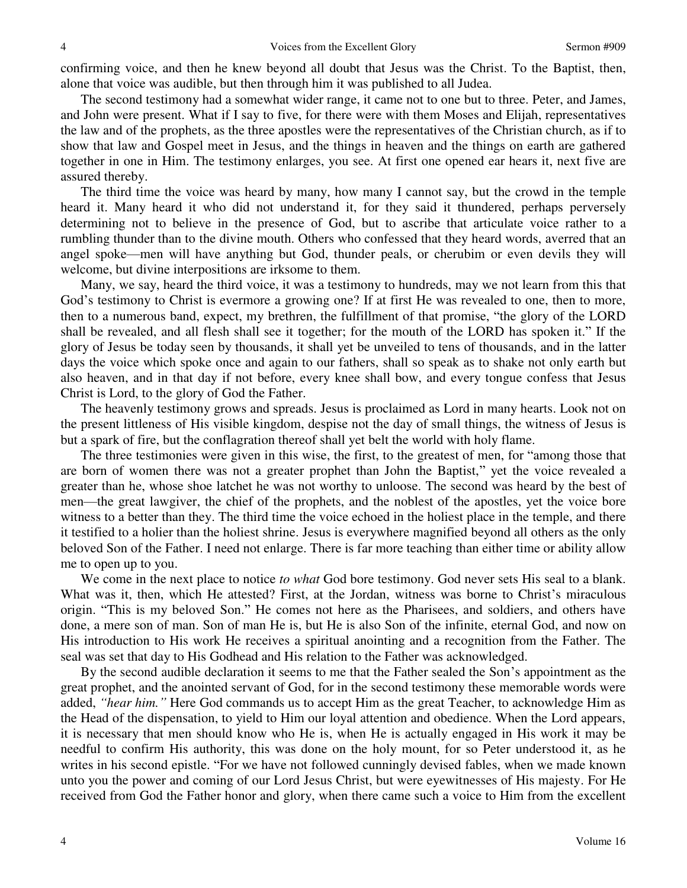confirming voice, and then he knew beyond all doubt that Jesus was the Christ. To the Baptist, then, alone that voice was audible, but then through him it was published to all Judea.

The second testimony had a somewhat wider range, it came not to one but to three. Peter, and James, and John were present. What if I say to five, for there were with them Moses and Elijah, representatives the law and of the prophets, as the three apostles were the representatives of the Christian church, as if to show that law and Gospel meet in Jesus, and the things in heaven and the things on earth are gathered together in one in Him. The testimony enlarges, you see. At first one opened ear hears it, next five are assured thereby.

The third time the voice was heard by many, how many I cannot say, but the crowd in the temple heard it. Many heard it who did not understand it, for they said it thundered, perhaps perversely determining not to believe in the presence of God, but to ascribe that articulate voice rather to a rumbling thunder than to the divine mouth. Others who confessed that they heard words, averred that an angel spoke—men will have anything but God, thunder peals, or cherubim or even devils they will welcome, but divine interpositions are irksome to them.

Many, we say, heard the third voice, it was a testimony to hundreds, may we not learn from this that God's testimony to Christ is evermore a growing one? If at first He was revealed to one, then to more, then to a numerous band, expect, my brethren, the fulfillment of that promise, "the glory of the LORD shall be revealed, and all flesh shall see it together; for the mouth of the LORD has spoken it." If the glory of Jesus be today seen by thousands, it shall yet be unveiled to tens of thousands, and in the latter days the voice which spoke once and again to our fathers, shall so speak as to shake not only earth but also heaven, and in that day if not before, every knee shall bow, and every tongue confess that Jesus Christ is Lord, to the glory of God the Father.

The heavenly testimony grows and spreads. Jesus is proclaimed as Lord in many hearts. Look not on the present littleness of His visible kingdom, despise not the day of small things, the witness of Jesus is but a spark of fire, but the conflagration thereof shall yet belt the world with holy flame.

The three testimonies were given in this wise, the first, to the greatest of men, for "among those that are born of women there was not a greater prophet than John the Baptist," yet the voice revealed a greater than he, whose shoe latchet he was not worthy to unloose. The second was heard by the best of men—the great lawgiver, the chief of the prophets, and the noblest of the apostles, yet the voice bore witness to a better than they. The third time the voice echoed in the holiest place in the temple, and there it testified to a holier than the holiest shrine. Jesus is everywhere magnified beyond all others as the only beloved Son of the Father. I need not enlarge. There is far more teaching than either time or ability allow me to open up to you.

We come in the next place to notice *to what* God bore testimony. God never sets His seal to a blank. What was it, then, which He attested? First, at the Jordan, witness was borne to Christ's miraculous origin. "This is my beloved Son." He comes not here as the Pharisees, and soldiers, and others have done, a mere son of man. Son of man He is, but He is also Son of the infinite, eternal God, and now on His introduction to His work He receives a spiritual anointing and a recognition from the Father. The seal was set that day to His Godhead and His relation to the Father was acknowledged.

By the second audible declaration it seems to me that the Father sealed the Son's appointment as the great prophet, and the anointed servant of God, for in the second testimony these memorable words were added, *"hear him."* Here God commands us to accept Him as the great Teacher, to acknowledge Him as the Head of the dispensation, to yield to Him our loyal attention and obedience. When the Lord appears, it is necessary that men should know who He is, when He is actually engaged in His work it may be needful to confirm His authority, this was done on the holy mount, for so Peter understood it, as he writes in his second epistle. "For we have not followed cunningly devised fables, when we made known unto you the power and coming of our Lord Jesus Christ, but were eyewitnesses of His majesty. For He received from God the Father honor and glory, when there came such a voice to Him from the excellent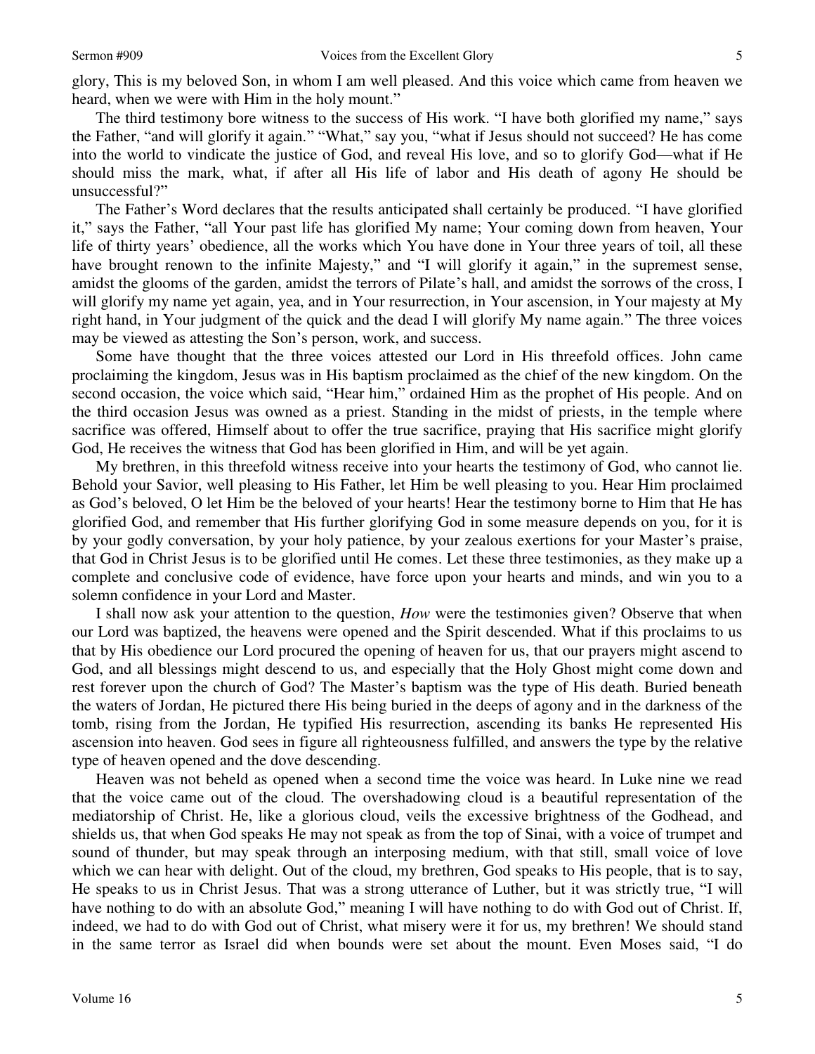glory, This is my beloved Son, in whom I am well pleased. And this voice which came from heaven we heard, when we were with Him in the holy mount."

The third testimony bore witness to the success of His work. "I have both glorified my name," says the Father, "and will glorify it again." "What," say you, "what if Jesus should not succeed? He has come into the world to vindicate the justice of God, and reveal His love, and so to glorify God—what if He should miss the mark, what, if after all His life of labor and His death of agony He should be unsuccessful?"

The Father's Word declares that the results anticipated shall certainly be produced. "I have glorified it," says the Father, "all Your past life has glorified My name; Your coming down from heaven, Your life of thirty years' obedience, all the works which You have done in Your three years of toil, all these have brought renown to the infinite Majesty," and "I will glorify it again," in the supremest sense, amidst the glooms of the garden, amidst the terrors of Pilate's hall, and amidst the sorrows of the cross, I will glorify my name yet again, yea, and in Your resurrection, in Your ascension, in Your majesty at My right hand, in Your judgment of the quick and the dead I will glorify My name again." The three voices may be viewed as attesting the Son's person, work, and success.

Some have thought that the three voices attested our Lord in His threefold offices. John came proclaiming the kingdom, Jesus was in His baptism proclaimed as the chief of the new kingdom. On the second occasion, the voice which said, "Hear him," ordained Him as the prophet of His people. And on the third occasion Jesus was owned as a priest. Standing in the midst of priests, in the temple where sacrifice was offered, Himself about to offer the true sacrifice, praying that His sacrifice might glorify God, He receives the witness that God has been glorified in Him, and will be yet again.

My brethren, in this threefold witness receive into your hearts the testimony of God, who cannot lie. Behold your Savior, well pleasing to His Father, let Him be well pleasing to you. Hear Him proclaimed as God's beloved, O let Him be the beloved of your hearts! Hear the testimony borne to Him that He has glorified God, and remember that His further glorifying God in some measure depends on you, for it is by your godly conversation, by your holy patience, by your zealous exertions for your Master's praise, that God in Christ Jesus is to be glorified until He comes. Let these three testimonies, as they make up a complete and conclusive code of evidence, have force upon your hearts and minds, and win you to a solemn confidence in your Lord and Master.

I shall now ask your attention to the question, *How* were the testimonies given? Observe that when our Lord was baptized, the heavens were opened and the Spirit descended. What if this proclaims to us that by His obedience our Lord procured the opening of heaven for us, that our prayers might ascend to God, and all blessings might descend to us, and especially that the Holy Ghost might come down and rest forever upon the church of God? The Master's baptism was the type of His death. Buried beneath the waters of Jordan, He pictured there His being buried in the deeps of agony and in the darkness of the tomb, rising from the Jordan, He typified His resurrection, ascending its banks He represented His ascension into heaven. God sees in figure all righteousness fulfilled, and answers the type by the relative type of heaven opened and the dove descending.

Heaven was not beheld as opened when a second time the voice was heard. In Luke nine we read that the voice came out of the cloud. The overshadowing cloud is a beautiful representation of the mediatorship of Christ. He, like a glorious cloud, veils the excessive brightness of the Godhead, and shields us, that when God speaks He may not speak as from the top of Sinai, with a voice of trumpet and sound of thunder, but may speak through an interposing medium, with that still, small voice of love which we can hear with delight. Out of the cloud, my brethren, God speaks to His people, that is to say, He speaks to us in Christ Jesus. That was a strong utterance of Luther, but it was strictly true, "I will have nothing to do with an absolute God," meaning I will have nothing to do with God out of Christ. If, indeed, we had to do with God out of Christ, what misery were it for us, my brethren! We should stand in the same terror as Israel did when bounds were set about the mount. Even Moses said, "I do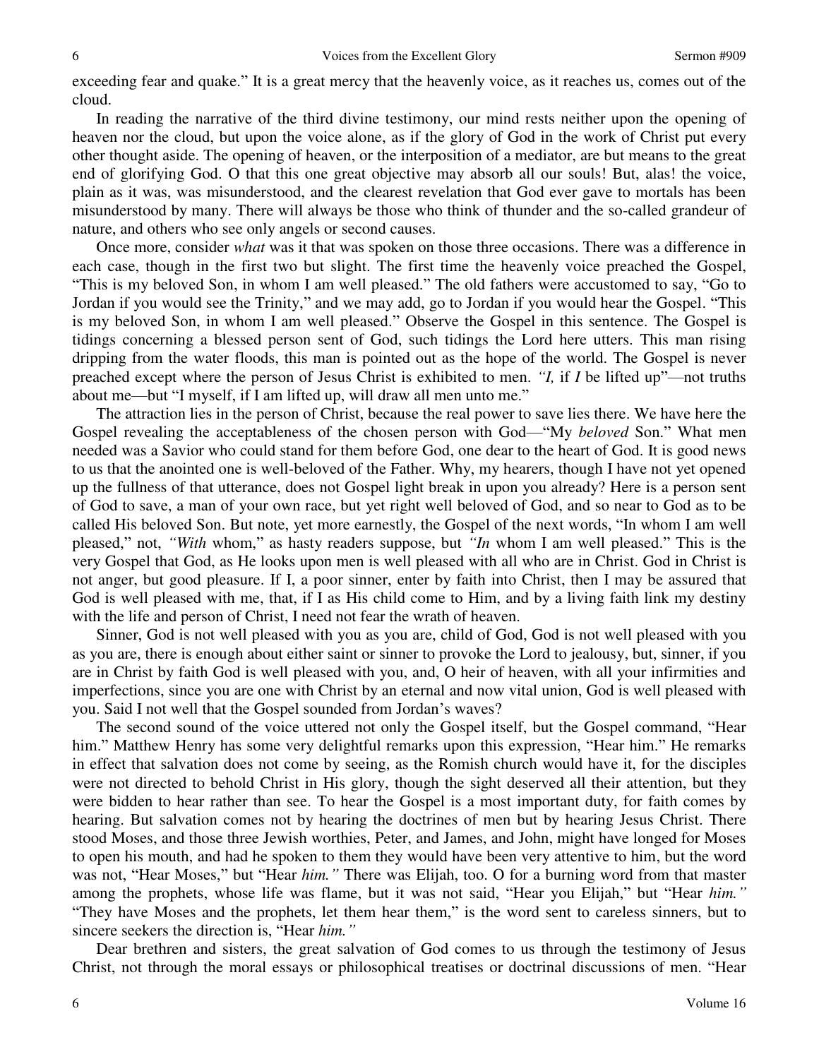exceeding fear and quake." It is a great mercy that the heavenly voice, as it reaches us, comes out of the cloud.

In reading the narrative of the third divine testimony, our mind rests neither upon the opening of heaven nor the cloud, but upon the voice alone, as if the glory of God in the work of Christ put every other thought aside. The opening of heaven, or the interposition of a mediator, are but means to the great end of glorifying God. O that this one great objective may absorb all our souls! But, alas! the voice, plain as it was, was misunderstood, and the clearest revelation that God ever gave to mortals has been misunderstood by many. There will always be those who think of thunder and the so-called grandeur of nature, and others who see only angels or second causes.

Once more, consider *what* was it that was spoken on those three occasions. There was a difference in each case, though in the first two but slight. The first time the heavenly voice preached the Gospel, "This is my beloved Son, in whom I am well pleased." The old fathers were accustomed to say, "Go to Jordan if you would see the Trinity," and we may add, go to Jordan if you would hear the Gospel. "This is my beloved Son, in whom I am well pleased." Observe the Gospel in this sentence. The Gospel is tidings concerning a blessed person sent of God, such tidings the Lord here utters. This man rising dripping from the water floods, this man is pointed out as the hope of the world. The Gospel is never preached except where the person of Jesus Christ is exhibited to men. *"I,* if *I* be lifted up"—not truths about me—but "I myself, if I am lifted up, will draw all men unto me."

The attraction lies in the person of Christ, because the real power to save lies there. We have here the Gospel revealing the acceptableness of the chosen person with God—"My *beloved* Son." What men needed was a Savior who could stand for them before God, one dear to the heart of God. It is good news to us that the anointed one is well-beloved of the Father. Why, my hearers, though I have not yet opened up the fullness of that utterance, does not Gospel light break in upon you already? Here is a person sent of God to save, a man of your own race, but yet right well beloved of God, and so near to God as to be called His beloved Son. But note, yet more earnestly, the Gospel of the next words, "In whom I am well pleased," not, *"With* whom," as hasty readers suppose, but *"In* whom I am well pleased." This is the very Gospel that God, as He looks upon men is well pleased with all who are in Christ. God in Christ is not anger, but good pleasure. If I, a poor sinner, enter by faith into Christ, then I may be assured that God is well pleased with me, that, if I as His child come to Him, and by a living faith link my destiny with the life and person of Christ, I need not fear the wrath of heaven.

Sinner, God is not well pleased with you as you are, child of God, God is not well pleased with you as you are, there is enough about either saint or sinner to provoke the Lord to jealousy, but, sinner, if you are in Christ by faith God is well pleased with you, and, O heir of heaven, with all your infirmities and imperfections, since you are one with Christ by an eternal and now vital union, God is well pleased with you. Said I not well that the Gospel sounded from Jordan's waves?

The second sound of the voice uttered not only the Gospel itself, but the Gospel command, "Hear him." Matthew Henry has some very delightful remarks upon this expression, "Hear him." He remarks in effect that salvation does not come by seeing, as the Romish church would have it, for the disciples were not directed to behold Christ in His glory, though the sight deserved all their attention, but they were bidden to hear rather than see. To hear the Gospel is a most important duty, for faith comes by hearing. But salvation comes not by hearing the doctrines of men but by hearing Jesus Christ. There stood Moses, and those three Jewish worthies, Peter, and James, and John, might have longed for Moses to open his mouth, and had he spoken to them they would have been very attentive to him, but the word was not, "Hear Moses," but "Hear *him."* There was Elijah, too. O for a burning word from that master among the prophets, whose life was flame, but it was not said, "Hear you Elijah," but "Hear *him."* "They have Moses and the prophets, let them hear them," is the word sent to careless sinners, but to sincere seekers the direction is, "Hear *him."*

Dear brethren and sisters, the great salvation of God comes to us through the testimony of Jesus Christ, not through the moral essays or philosophical treatises or doctrinal discussions of men. "Hear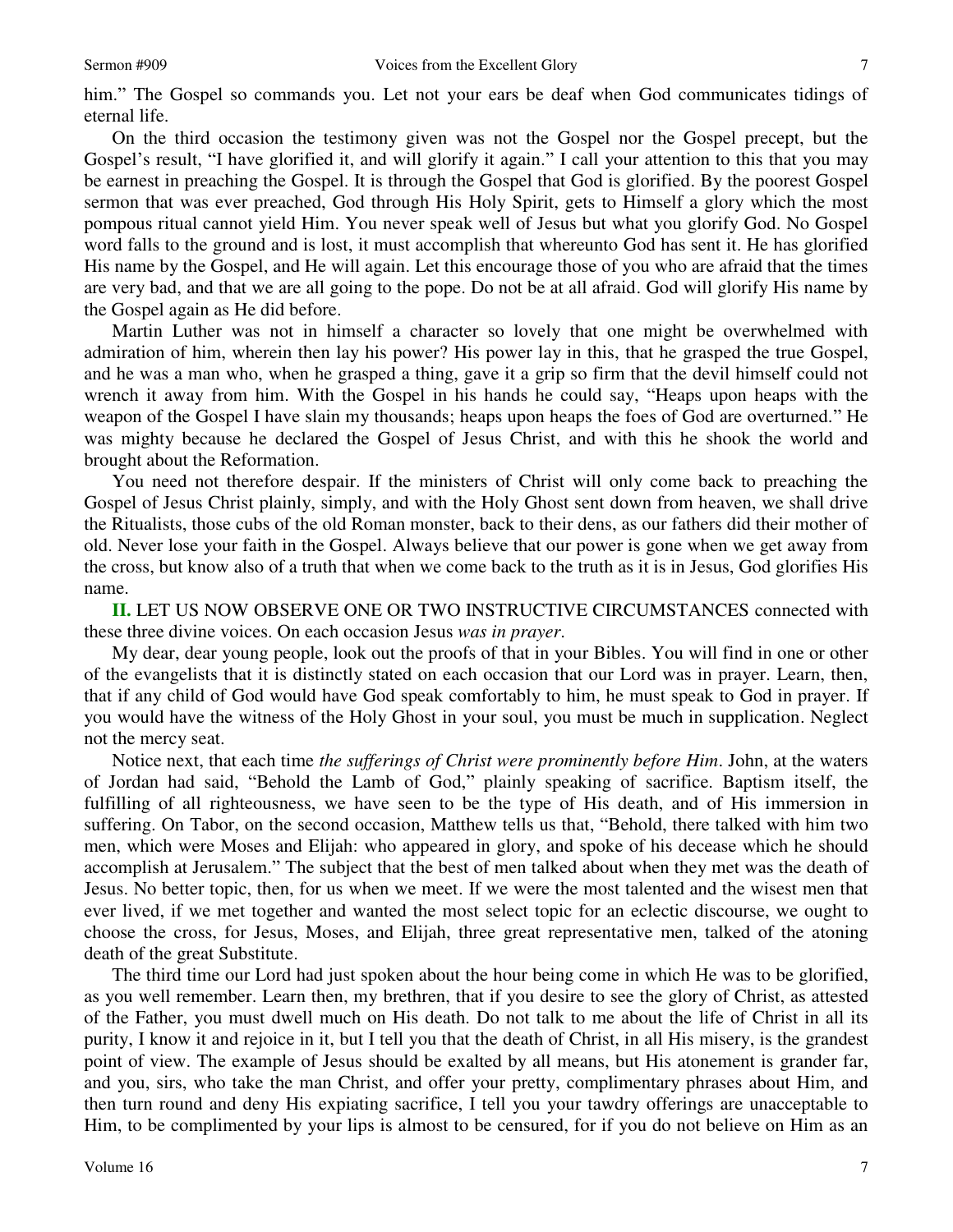him." The Gospel so commands you. Let not your ears be deaf when God communicates tidings of eternal life.

On the third occasion the testimony given was not the Gospel nor the Gospel precept, but the Gospel's result, "I have glorified it, and will glorify it again." I call your attention to this that you may be earnest in preaching the Gospel. It is through the Gospel that God is glorified. By the poorest Gospel sermon that was ever preached, God through His Holy Spirit, gets to Himself a glory which the most pompous ritual cannot yield Him. You never speak well of Jesus but what you glorify God. No Gospel word falls to the ground and is lost, it must accomplish that whereunto God has sent it. He has glorified His name by the Gospel, and He will again. Let this encourage those of you who are afraid that the times are very bad, and that we are all going to the pope. Do not be at all afraid. God will glorify His name by the Gospel again as He did before.

Martin Luther was not in himself a character so lovely that one might be overwhelmed with admiration of him, wherein then lay his power? His power lay in this, that he grasped the true Gospel, and he was a man who, when he grasped a thing, gave it a grip so firm that the devil himself could not wrench it away from him. With the Gospel in his hands he could say, "Heaps upon heaps with the weapon of the Gospel I have slain my thousands; heaps upon heaps the foes of God are overturned." He was mighty because he declared the Gospel of Jesus Christ, and with this he shook the world and brought about the Reformation.

You need not therefore despair. If the ministers of Christ will only come back to preaching the Gospel of Jesus Christ plainly, simply, and with the Holy Ghost sent down from heaven, we shall drive the Ritualists, those cubs of the old Roman monster, back to their dens, as our fathers did their mother of old. Never lose your faith in the Gospel. Always believe that our power is gone when we get away from the cross, but know also of a truth that when we come back to the truth as it is in Jesus, God glorifies His name.

**II.** LET US NOW OBSERVE ONE OR TWO INSTRUCTIVE CIRCUMSTANCES connected with these three divine voices. On each occasion Jesus *was in prayer*.

My dear, dear young people, look out the proofs of that in your Bibles. You will find in one or other of the evangelists that it is distinctly stated on each occasion that our Lord was in prayer. Learn, then, that if any child of God would have God speak comfortably to him, he must speak to God in prayer. If you would have the witness of the Holy Ghost in your soul, you must be much in supplication. Neglect not the mercy seat.

Notice next, that each time *the sufferings of Christ were prominently before Him*. John, at the waters of Jordan had said, "Behold the Lamb of God," plainly speaking of sacrifice. Baptism itself, the fulfilling of all righteousness, we have seen to be the type of His death, and of His immersion in suffering. On Tabor, on the second occasion, Matthew tells us that, "Behold, there talked with him two men, which were Moses and Elijah: who appeared in glory, and spoke of his decease which he should accomplish at Jerusalem." The subject that the best of men talked about when they met was the death of Jesus. No better topic, then, for us when we meet. If we were the most talented and the wisest men that ever lived, if we met together and wanted the most select topic for an eclectic discourse, we ought to choose the cross, for Jesus, Moses, and Elijah, three great representative men, talked of the atoning death of the great Substitute.

The third time our Lord had just spoken about the hour being come in which He was to be glorified, as you well remember. Learn then, my brethren, that if you desire to see the glory of Christ, as attested of the Father, you must dwell much on His death. Do not talk to me about the life of Christ in all its purity, I know it and rejoice in it, but I tell you that the death of Christ, in all His misery, is the grandest point of view. The example of Jesus should be exalted by all means, but His atonement is grander far, and you, sirs, who take the man Christ, and offer your pretty, complimentary phrases about Him, and then turn round and deny His expiating sacrifice, I tell you your tawdry offerings are unacceptable to Him, to be complimented by your lips is almost to be censured, for if you do not believe on Him as an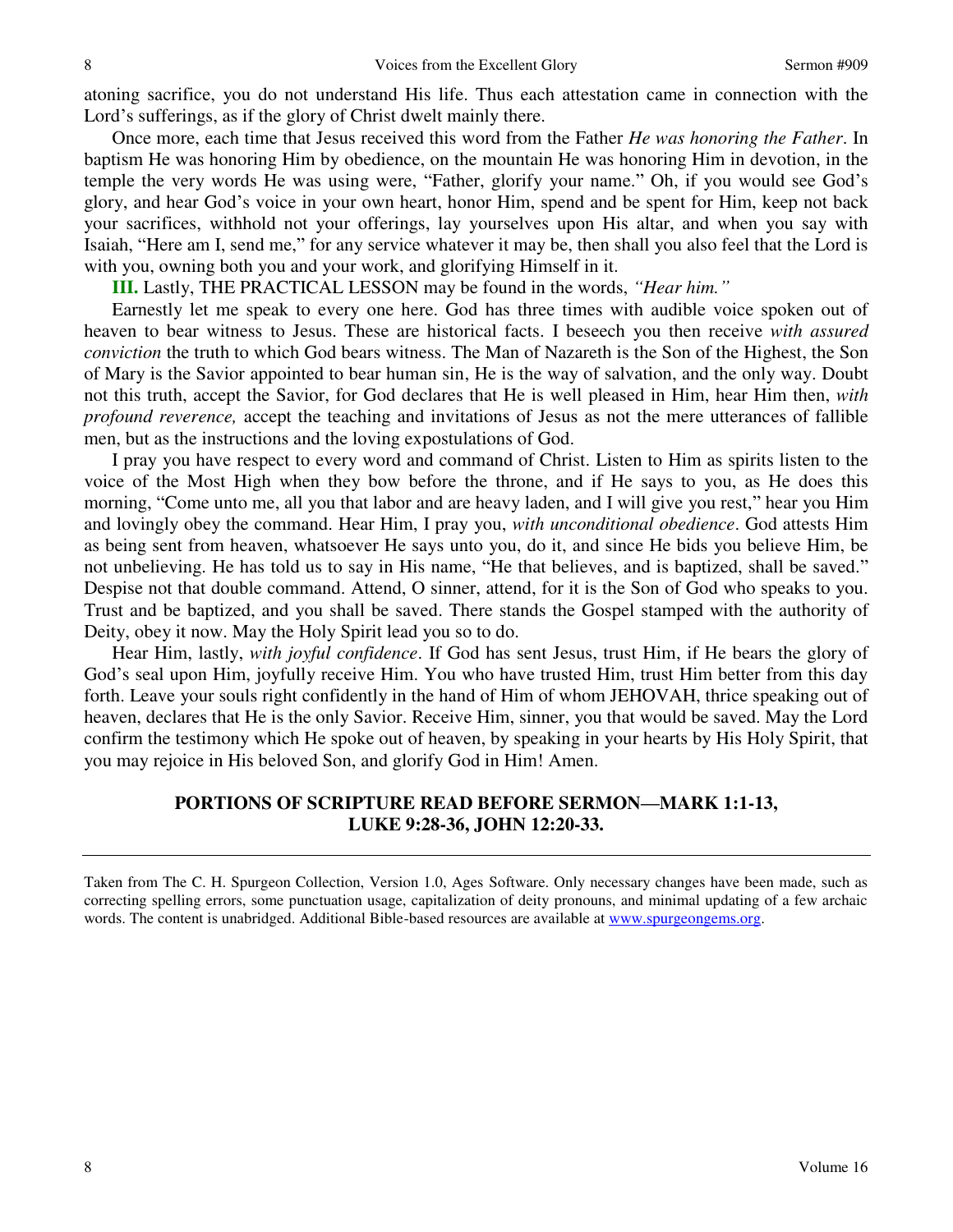atoning sacrifice, you do not understand His life. Thus each attestation came in connection with the Lord's sufferings, as if the glory of Christ dwelt mainly there.

Once more, each time that Jesus received this word from the Father *He was honoring the Father*. In baptism He was honoring Him by obedience, on the mountain He was honoring Him in devotion, in the temple the very words He was using were, "Father, glorify your name." Oh, if you would see God's glory, and hear God's voice in your own heart, honor Him, spend and be spent for Him, keep not back your sacrifices, withhold not your offerings, lay yourselves upon His altar, and when you say with Isaiah, "Here am I, send me," for any service whatever it may be, then shall you also feel that the Lord is with you, owning both you and your work, and glorifying Himself in it.

**III.** Lastly, THE PRACTICAL LESSON may be found in the words, *"Hear him."*

Earnestly let me speak to every one here. God has three times with audible voice spoken out of heaven to bear witness to Jesus. These are historical facts. I beseech you then receive *with assured conviction* the truth to which God bears witness. The Man of Nazareth is the Son of the Highest, the Son of Mary is the Savior appointed to bear human sin, He is the way of salvation, and the only way. Doubt not this truth, accept the Savior, for God declares that He is well pleased in Him, hear Him then, *with profound reverence,* accept the teaching and invitations of Jesus as not the mere utterances of fallible men, but as the instructions and the loving expostulations of God.

I pray you have respect to every word and command of Christ. Listen to Him as spirits listen to the voice of the Most High when they bow before the throne, and if He says to you, as He does this morning, "Come unto me, all you that labor and are heavy laden, and I will give you rest," hear you Him and lovingly obey the command. Hear Him, I pray you, *with unconditional obedience*. God attests Him as being sent from heaven, whatsoever He says unto you, do it, and since He bids you believe Him, be not unbelieving. He has told us to say in His name, "He that believes, and is baptized, shall be saved." Despise not that double command. Attend, O sinner, attend, for it is the Son of God who speaks to you. Trust and be baptized, and you shall be saved. There stands the Gospel stamped with the authority of Deity, obey it now. May the Holy Spirit lead you so to do.

Hear Him, lastly, *with joyful confidence*. If God has sent Jesus, trust Him, if He bears the glory of God's seal upon Him, joyfully receive Him. You who have trusted Him, trust Him better from this day forth. Leave your souls right confidently in the hand of Him of whom JEHOVAH, thrice speaking out of heaven, declares that He is the only Savior. Receive Him, sinner, you that would be saved. May the Lord confirm the testimony which He spoke out of heaven, by speaking in your hearts by His Holy Spirit, that you may rejoice in His beloved Son, and glorify God in Him! Amen.

## PORTIONS OF SCRIPTURE READ BEFORE SERMON—MARK 1:1-13, LUKE 9:28-36, JOHN 12:20-33.

---

Taken from The C. H. Spurgeon Collection, Version 1.0, Ages Software. Only necessary changes have been made, such as correcting spelling errors, some punctuation usage, capitalization of deity pronouns, and minimal updating of a few archaic words. The content is unabridged. Additional Bible-based resources are available at www.spurgeongems.org.